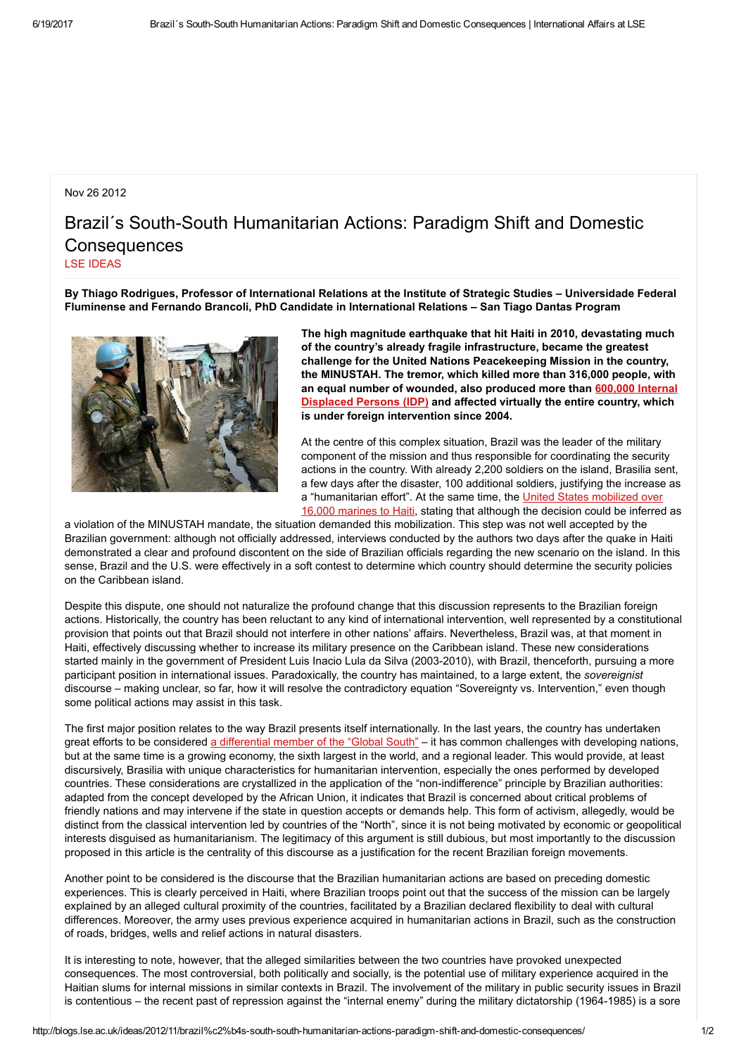Nov 26 2012

# Brazil´s South-South Humanitarian Actions: Paradigm Shift and Domestic Consequences

LSE IDEAS

**By Thiago Rodrigues, Professor of International Relations at the Institute of Strategic Studies – Universidade Federal Fluminense and Fernando Brancoli, PhD Candidate in International Relations – San Tiago Dantas Program**

**The high magnitude earthquake that hit Haiti in 2010, devastating much of the country's already fragile infrastructure, became the greatest challenge for the United Nations Peacekeeping Mission in the country, the MINUSTAH. The tremor, which killed more than 316,000 people, with an equal number of wounded, also produced more than 600,000 Internal Displaced Persons (IDP) and affected virtually the entire country, which is under foreign intervention since 2004.**

At the centre of this complex situation, Brazil was the leader of the military component of the mission and thus responsible for coordinating the security actions in the country. With already 2,200 soldiers on the island, Brasilia sent, a few days after the disaster, 100 additional soldiers, justifying the increase as a "humanitarian effort". At the same time, the United States mobilized over 16,000 marines to Haiti, stating that although the decision could be inferred as a violation of the MINUSTAH mandate, the situation demanded this mobilization. This step was not well accepted by the Brazilian government: although not officially addressed, interviews conducted by the authors two days after the quake in Haiti demonstrated a clear and profound discontent on the side of Brazilian officials regarding the new scenario on the island. In this sense, Brazil and the U.S. were effectively in a soft contest to determine which country should determine the security policies on the Caribbean island.

Despite this dispute, one should not naturalize the profound change that this discussion represents to the Brazilian foreign actions. Historically, the country has been reluctant to any kind of international intervention, well represented by a constitutional provision that points out that Brazil should not interfere in other nations' affairs. Nevertheless, Brazil was, at that moment in Haiti, effectively discussing whether to increase its military presence on the Caribbean island. These new considerations started mainly in the government of President Luis Inacio Lula da Silva (2003-2010), with Brazil, thenceforth, pursuing a more participant position in international issues. Paradoxically, the country has maintained, to a large extent, the *sovereignist* discourse – making unclear, so far, how it will resolve the contradictory equation "Sovereignty vs. Intervention," even though some political actions may assist in this task.

The first major position relates to the way Brazil presents itself internationally. In the last years, the country has undertaken great efforts to be considered a differential member of the "Global South" – it has common challenges with developing nations, but at the same time is a growing economy, the sixth largest in the world, and a regional leader. This would provide, at least discursively, Brasilia with unique characteristics for humanitarian intervention, especially the ones performed by developed countries. These considerations are crystallized in the application of the "non-indifference" principle by Brazilian authorities: adapted from the concept developed by the African Union, it indicates that Brazil is concerned about critical problems of friendly nations and may intervene if the state in question accepts or demands help. This form of activism, allegedly, would be distinct from the classical intervention led by countries of the "North", since it is not being motivated by economic or geopolitical interests disguised as humanitarianism. The legitimacy of this argument is still dubious, but most importantly to the discussion proposed in this article is the centrality of this discourse as a justification for the recent Brazilian foreign movements.

Another point to be considered is the discourse that the Brazilian humanitarian actions are based on preceding domestic experiences. This is clearly perceived in Haiti, where Brazilian troops point out that the success of the mission can be largely explained by an alleged cultural proximity of the countries, facilitated by a Brazilian declared flexibility to deal with cultural differences. Moreover, the army uses previous experience acquired in humanitarian actions in Brazil, such as the construction of roads, bridges, wells and relief actions in natural disasters.

It is interesting to note, however, that the alleged similarities between the two countries have provoked unexpected consequences. The most controversial, both politically and socially, is the potential use of military experience acquired in the Haitian slums for internal missions in similar contexts in Brazil. The involvement of the military in public security issues in Brazil is contentious – the recent past of repression against the "internal enemy" during the military dictatorship (1964-1985) is a sore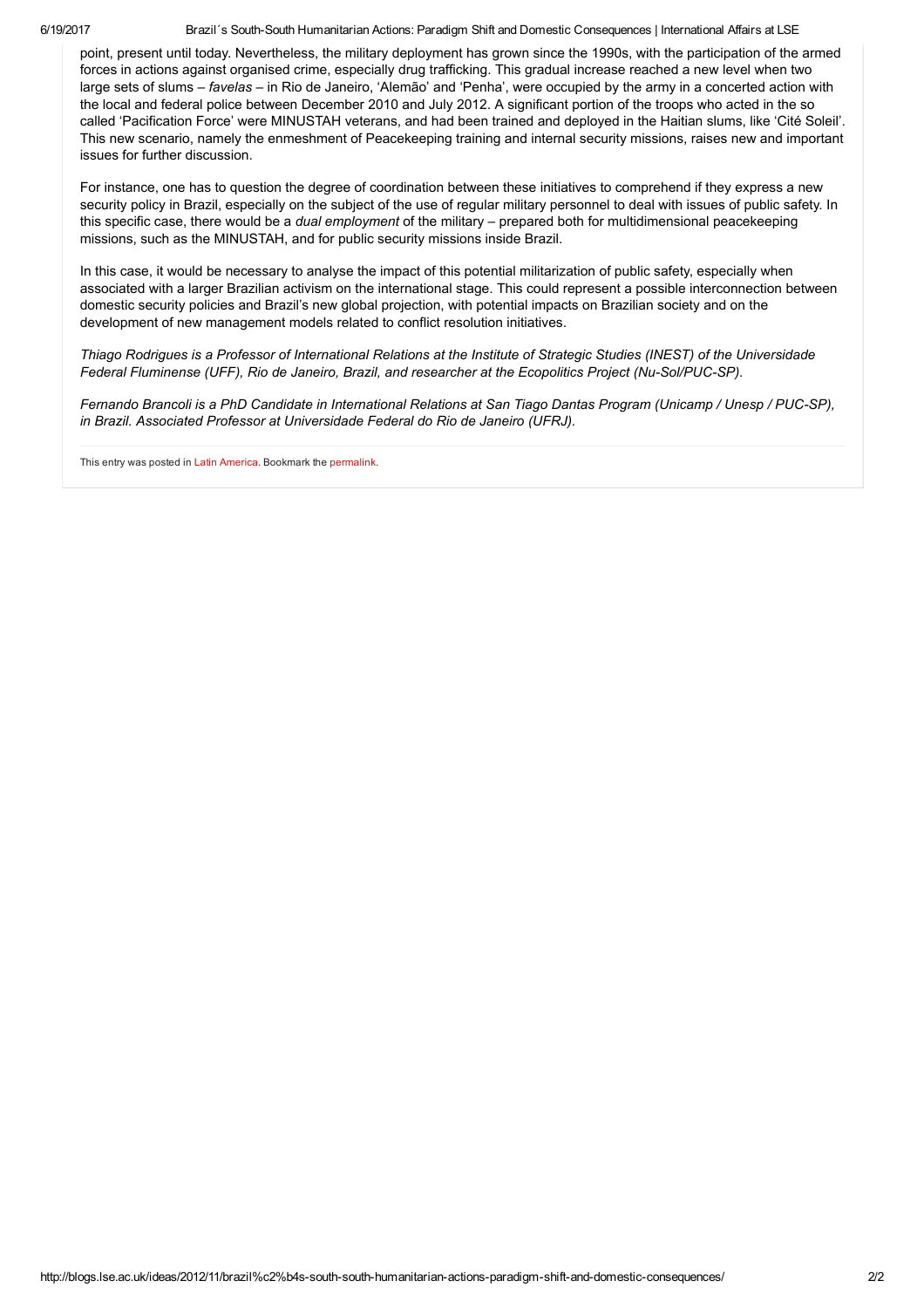point, present until today. Nevertheless, the military deployment has grown since the 1990s, with the participation of the armed forces in actions against organised crime, especially drug trafficking. This gradual increase reached a new level when two large sets of slums – *favelas* – in Rio de Janeiro, 'Alemão' and 'Penha', were occupied by the army in a concerted action with the local and federal police between December 2010 and July 2012. A significant portion of the troops who acted in the so called 'Pacification Force' were MINUSTAH veterans, and had been trained and deployed in the Haitian slums, like 'Cité Soleil'. This new scenario, namely the enmeshment of Peacekeeping training and internal security missions, raises new and important issues for further discussion.

For instance, one has to question the degree of coordination between these initiatives to comprehend if they express a new security policy in Brazil, especially on the subject of the use of regular military personnel to deal with issues of public safety. In this specific case, there would be a *dual employment* of the military – prepared both for multidimensional peacekeeping missions, such as the MINUSTAH, and for public security missions inside Brazil.

In this case, it would be necessary to analyse the impact of this potential militarization of public safety, especially when associated with a larger Brazilian activism on the international stage. This could represent a possible interconnection between domestic security policies and Brazil's new global projection, with potential impacts on Brazilian society and on the development of new management models related to conflict resolution initiatives.

*Thiago Rodrigues is a Professor of International Relations at the Institute of Strategic Studies (INEST) of the Universidade Federal Fluminense (UFF), Rio de Janeiro, Brazil, and researcher at the Ecopolitics Project (Nu-Sol/PUC-SP).*

*Fernando Brancoli is a PhD Candidate in International Relations at San Tiago Dantas Program (Unicamp / Unesp / PUC-SP), in Brazil. Associated Professor at Universidade Federal do Rio de Janeiro (UFRJ).*

This entry was posted in Latin America. Bookmark the permalink.